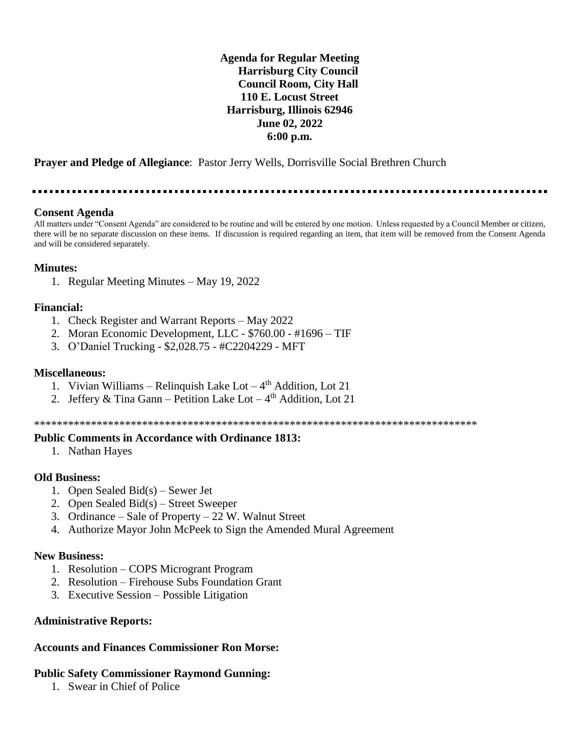**Agenda for Regular Meeting**
**Harrisburg City Council**
**Council Room, City Hall**
**110 E. Locust Street**
**Harrisburg, Illinois 62946**
**June 02, 2022**
**6:00 p.m.**

**Prayer and Pledge of Allegiance**: Pastor Jerry Wells, Dorrisville Social Brethren Church

---

## Consent Agenda

All matters under "Consent Agenda" are considered to be routine and will be entered by one motion. Unless requested by a Council Member or citizen, there will be no separate discussion on these items. If discussion is required regarding an item, that item will be removed from the Consent Agenda and will be considered separately.

### Minutes:

1. Regular Meeting Minutes – May 19, 2022

### Financial:

1. Check Register and Warrant Reports – May 2022
2. Moran Economic Development, LLC - $760.00 - #1696 – TIF
3. O'Daniel Trucking - $2,028.75 - #C2204229 - MFT

### Miscellaneous:

1. Vivian Williams – Relinquish Lake Lot – 4th Addition, Lot 21
2. Jeffery & Tina Gann – Petition Lake Lot – 4th Addition, Lot 21

********************************************************************************

### Public Comments in Accordance with Ordinance 1813:

1. Nathan Hayes

### Old Business:

1. Open Sealed Bid(s) – Sewer Jet
2. Open Sealed Bid(s) – Street Sweeper
3. Ordinance – Sale of Property – 22 W. Walnut Street
4. Authorize Mayor John McPeek to Sign the Amended Mural Agreement

### New Business:

1. Resolution – COPS Microgrant Program
2. Resolution – Firehouse Subs Foundation Grant
3. Executive Session – Possible Litigation

### Administrative Reports:

### Accounts and Finances Commissioner Ron Morse:

### Public Safety Commissioner Raymond Gunning:

1. Swear in Chief of Police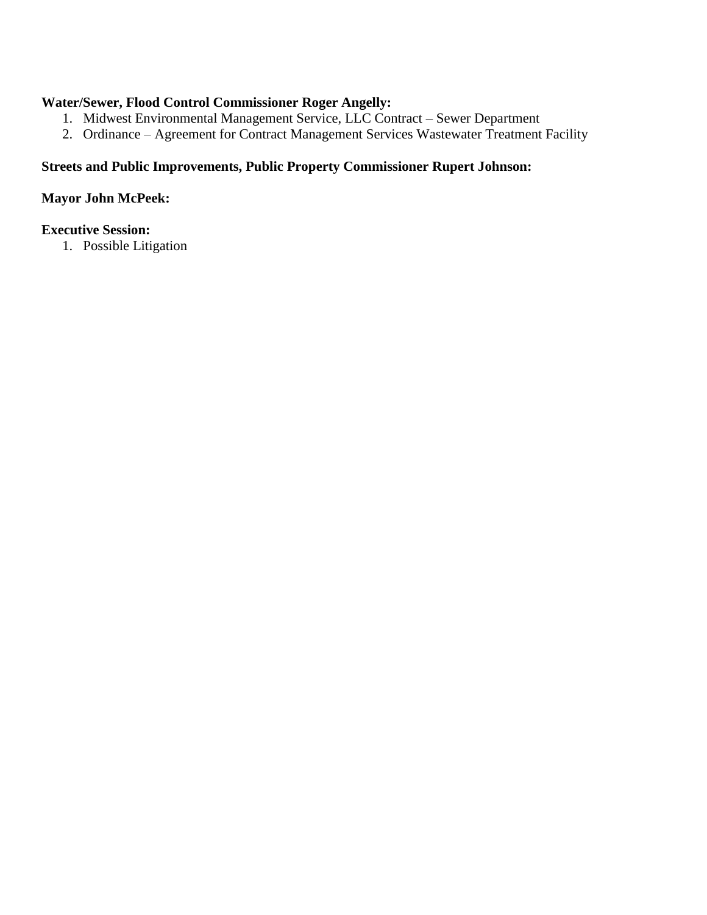**Water/Sewer, Flood Control Commissioner Roger Angelly:**

1. Midwest Environmental Management Service, LLC Contract – Sewer Department
2. Ordinance – Agreement for Contract Management Services Wastewater Treatment Facility

**Streets and Public Improvements, Public Property Commissioner Rupert Johnson:**

**Mayor John McPeek:**

**Executive Session:**

1. Possible Litigation